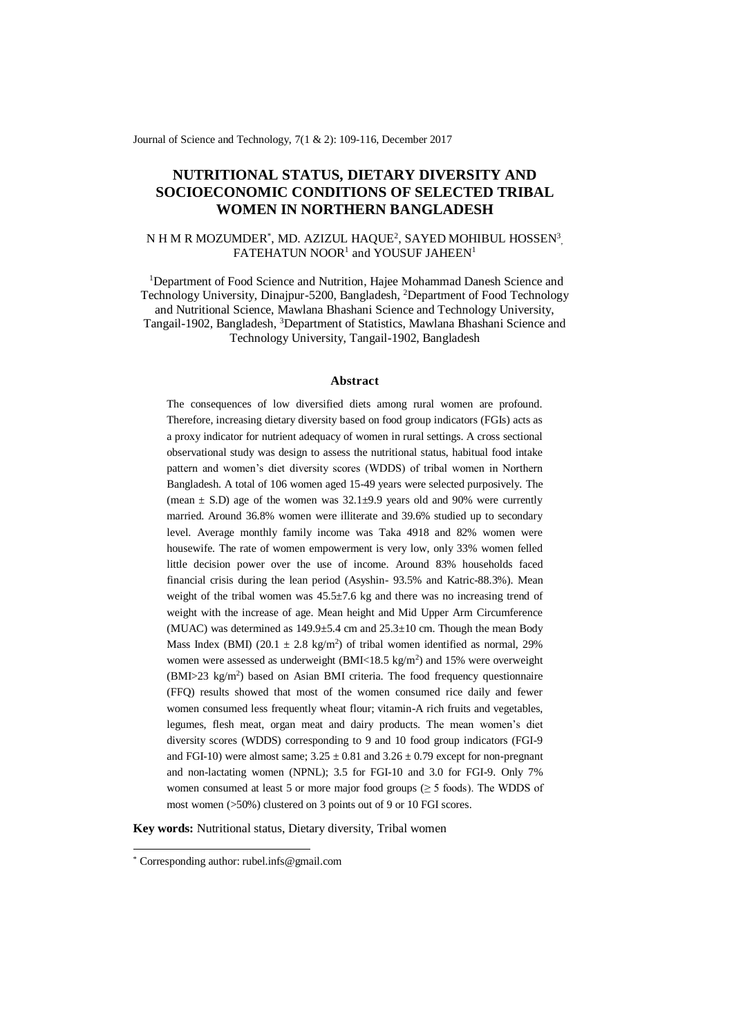# NUTRITIONAL STATUS, DIETARY DIVERSITY AND SOCIOECONOMIC CONDITIONS OF SELECTED TRIBAL WOMEN IN NORTHERN BANGLADESH

N H M R MOZUMDER[*], MD. AZIZUL HAQUE[2], SAYED MOHIBUL HOSSEN[3], FATEHATUN NOOR[1] and YOUSUF JAHEEN[1]

[1]Department of Food Science and Nutrition, Hajee Mohammad Danesh Science and Technology University, Dinajpur-5200, Bangladesh, [2]Department of Food Technology and Nutritional Science, Mawlana Bhashani Science and Technology University, Tangail-1902, Bangladesh, [3]Department of Statistics, Mawlana Bhashani Science and Technology University, Tangail-1902, Bangladesh

## Abstract

The consequences of low diversified diets among rural women are profound. Therefore, increasing dietary diversity based on food group indicators (FGIs) acts as a proxy indicator for nutrient adequacy of women in rural settings. A cross sectional observational study was design to assess the nutritional status, habitual food intake pattern and women's diet diversity scores (WDDS) of tribal women in Northern Bangladesh. A total of 106 women aged 15-49 years were selected purposively. The (mean ± S.D) age of the women was 32.1±9.9 years old and 90% were currently married. Around 36.8% women were illiterate and 39.6% studied up to secondary level. Average monthly family income was Taka 4918 and 82% women were housewife. The rate of women empowerment is very low, only 33% women felled little decision power over the use of income. Around 83% households faced financial crisis during the lean period (Asyshin- 93.5% and Katric-88.3%). Mean weight of the tribal women was 45.5±7.6 kg and there was no increasing trend of weight with the increase of age. Mean height and Mid Upper Arm Circumference (MUAC) was determined as 149.9±5.4 cm and 25.3±10 cm. Though the mean Body Mass Index (BMI) (20.1 ± 2.8 kg/m$^2$) of tribal women identified as normal, 29% women were assessed as underweight (BMI<18.5 kg/m$^2$) and 15% were overweight (BMI>23 kg/m$^2$) based on Asian BMI criteria. The food frequency questionnaire (FFQ) results showed that most of the women consumed rice daily and fewer women consumed less frequently wheat flour; vitamin-A rich fruits and vegetables, legumes, flesh meat, organ meat and dairy products. The mean women's diet diversity scores (WDDS) corresponding to 9 and 10 food group indicators (FGI-9 and FGI-10) were almost same; 3.25 ± 0.81 and 3.26 ± 0.79 except for non-pregnant and non-lactating women (NPNL); 3.5 for FGI-10 and 3.0 for FGI-9. Only 7% women consumed at least 5 or more major food groups (≥ 5 foods). The WDDS of most women (>50%) clustered on 3 points out of 9 or 10 FGI scores.

**Key words:** Nutritional status, Dietary diversity, Tribal women

[*] Corresponding author: rubel.infs@gmail.com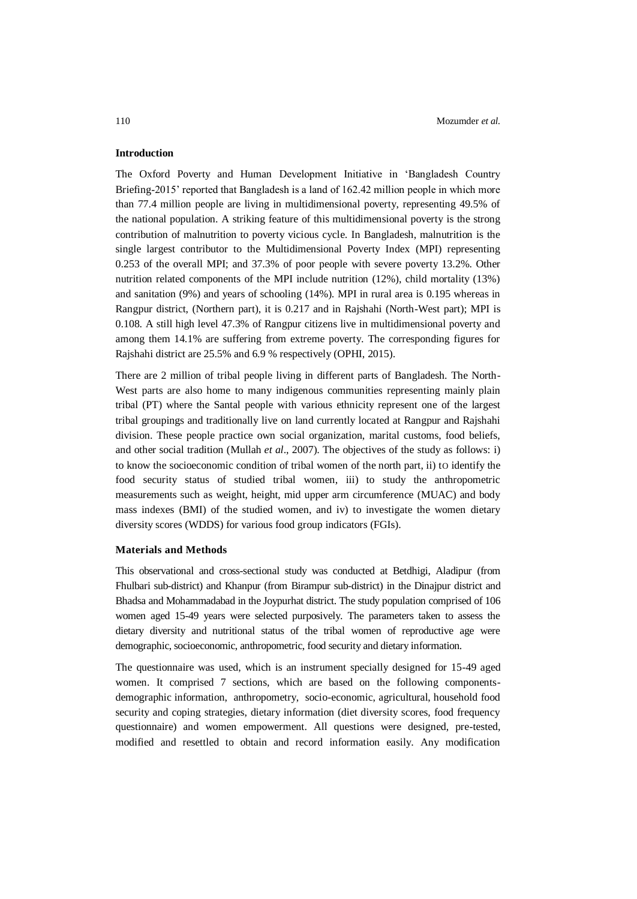### Introduction

The Oxford Poverty and Human Development Initiative in 'Bangladesh Country Briefing-2015' reported that Bangladesh is a land of 162.42 million people in which more than 77.4 million people are living in multidimensional poverty, representing 49.5% of the national population. A striking feature of this multidimensional poverty is the strong contribution of malnutrition to poverty vicious cycle. In Bangladesh, malnutrition is the single largest contributor to the Multidimensional Poverty Index (MPI) representing 0.253 of the overall MPI; and 37.3% of poor people with severe poverty 13.2%. Other nutrition related components of the MPI include nutrition (12%), child mortality (13%) and sanitation (9%) and years of schooling (14%). MPI in rural area is 0.195 whereas in Rangpur district, (Northern part), it is 0.217 and in Rajshahi (North-West part); MPI is 0.108. A still high level 47.3% of Rangpur citizens live in multidimensional poverty and among them 14.1% are suffering from extreme poverty. The corresponding figures for Rajshahi district are 25.5% and 6.9 % respectively (OPHI, 2015).

There are 2 million of tribal people living in different parts of Bangladesh. The North-West parts are also home to many indigenous communities representing mainly plain tribal (PT) where the Santal people with various ethnicity represent one of the largest tribal groupings and traditionally live on land currently located at Rangpur and Rajshahi division. These people practice own social organization, marital customs, food beliefs, and other social tradition (Mullah *et al*., 2007). The objectives of the study as follows: i) to know the socioeconomic condition of tribal women of the north part, ii) to identify the food security status of studied tribal women, iii) to study the anthropometric measurements such as weight, height, mid upper arm circumference (MUAC) and body mass indexes (BMI) of the studied women, and iv) to investigate the women dietary diversity scores (WDDS) for various food group indicators (FGIs).

### Materials and Methods

This observational and cross-sectional study was conducted at Betdhigi, Aladipur (from Fhulbari sub-district) and Khanpur (from Birampur sub-district) in the Dinajpur district and Bhadsa and Mohammadabad in the Joypurhat district. The study population comprised of 106 women aged 15-49 years were selected purposively. The parameters taken to assess the dietary diversity and nutritional status of the tribal women of reproductive age were demographic, socioeconomic, anthropometric, food security and dietary information.

The questionnaire was used, which is an instrument specially designed for 15-49 aged women. It comprised 7 sections, which are based on the following components-demographic information, anthropometry, socio-economic, agricultural, household food security and coping strategies, dietary information (diet diversity scores, food frequency questionnaire) and women empowerment. All questions were designed, pre-tested, modified and resettled to obtain and record information easily. Any modification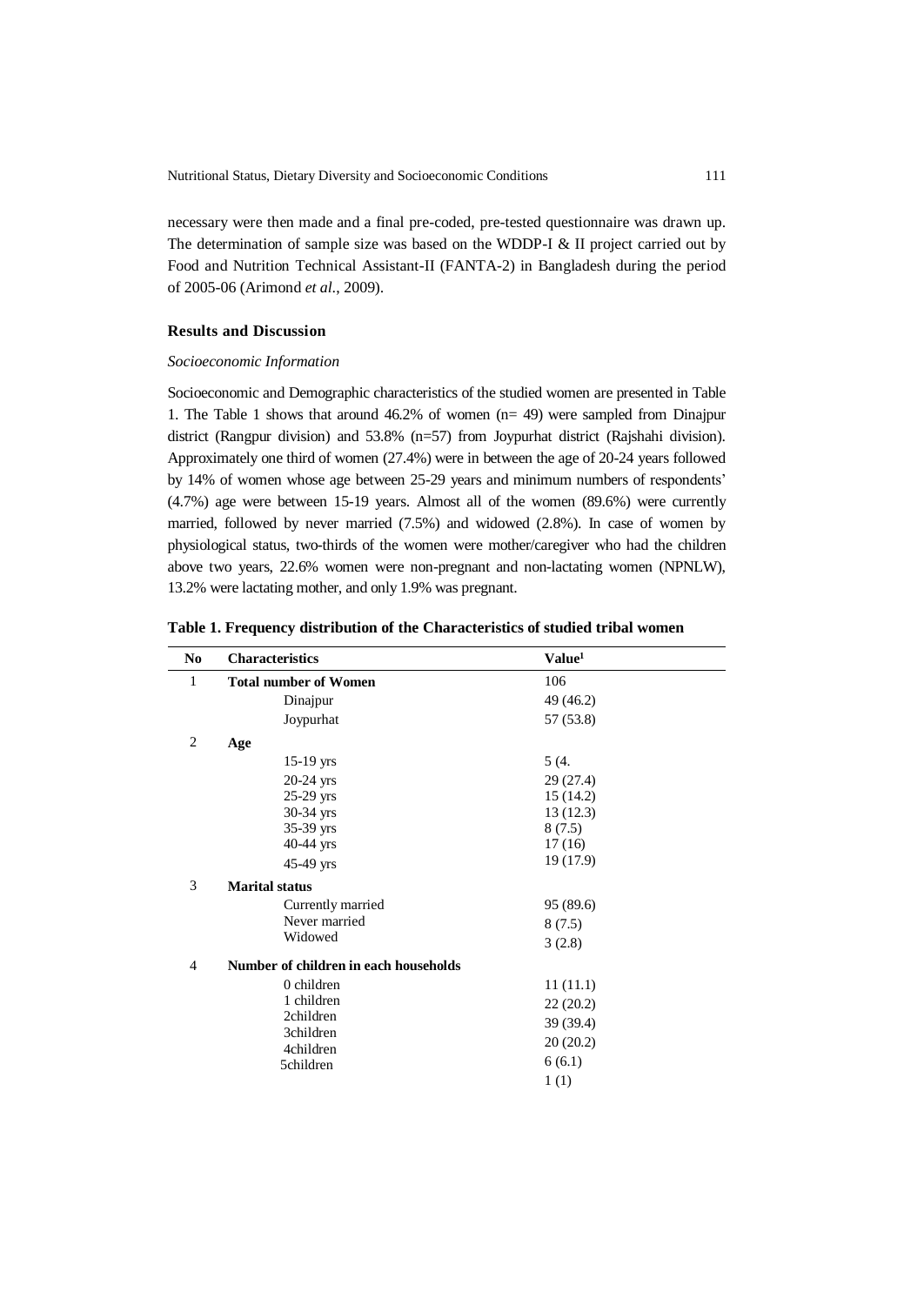necessary were then made and a final pre-coded, pre-tested questionnaire was drawn up. The determination of sample size was based on the WDDP-I & II project carried out by Food and Nutrition Technical Assistant-II (FANTA-2) in Bangladesh during the period of 2005-06 (Arimond *et al*., 2009).

### Results and Discussion

#### *Socioeconomic Information*

Socioeconomic and Demographic characteristics of the studied women are presented in Table 1. The Table 1 shows that around 46.2% of women (n= 49) were sampled from Dinajpur district (Rangpur division) and 53.8% (n=57) from Joypurhat district (Rajshahi division). Approximately one third of women (27.4%) were in between the age of 20-24 years followed by 14% of women whose age between 25-29 years and minimum numbers of respondents' (4.7%) age were between 15-19 years. Almost all of the women (89.6%) were currently married, followed by never married (7.5%) and widowed (2.8%). In case of women by physiological status, two-thirds of the women were mother/caregiver who had the children above two years, 22.6% women were non-pregnant and non-lactating women (NPNLW), 13.2% were lactating mother, and only 1.9% was pregnant.

**Table 1. Frequency distribution of the Characteristics of studied tribal women**

| No | Characteristics | Value[1] |
|---|---|---|
| 1 | **Total number of Women** | 106 |
| | Dinajpur | 49 (46.2) |
| | Joypurhat | 57 (53.8) |
| 2 | **Age** | |
| | 15-19 yrs | 5 (4. |
| | 20-24 yrs | 29 (27.4) |
| | 25-29 yrs | 15 (14.2) |
| | 30-34 yrs | 13 (12.3) |
| | 35-39 yrs | 8 (7.5) |
| | 40-44 yrs | 17 (16) |
| | 45-49 yrs | 19 (17.9) |
| 3 | **Marital status** | |
| | Currently married | 95 (89.6) |
| | Never married | 8 (7.5) |
| | Widowed | 3 (2.8) |
| 4 | **Number of children in each households** | |
| | 0 children | 11 (11.1) |
| | 1 children | 22 (20.2) |
| | 2children | 39 (39.4) |
| | 3children | 20 (20.2) |
| | 4children | 6 (6.1) |
| | 5children | 1 (1) |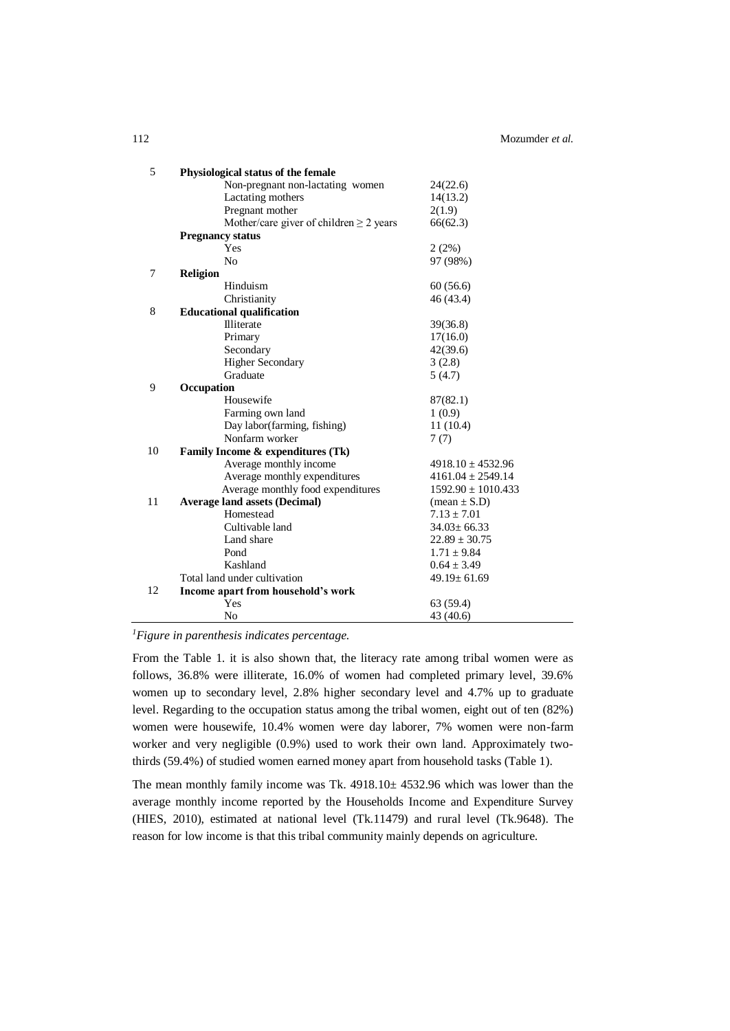| | | |
|---|---|---|
| 5 | **Physiological status of the female** | |
| | Non-pregnant non-lactating women | 24(22.6) |
| | Lactating mothers | 14(13.2) |
| | Pregnant mother | 2(1.9) |
| | Mother/care giver of children ≥ 2 years | 66(62.3) |
| | **Pregnancy status** | |
| | Yes | 2 (2%) |
| | No | 97 (98%) |
| 7 | **Religion** | |
| | Hinduism | 60 (56.6) |
| | Christianity | 46 (43.4) |
| 8 | **Educational qualification** | |
| | Illiterate | 39(36.8) |
| | Primary | 17(16.0) |
| | Secondary | 42(39.6) |
| | Higher Secondary | 3 (2.8) |
| | Graduate | 5 (4.7) |
| 9 | **Occupation** | |
| | Housewife | 87(82.1) |
| | Farming own land | 1 (0.9) |
| | Day labor(farming, fishing) | 11 (10.4) |
| | Nonfarm worker | 7 (7) |
| 10 | **Family Income & expenditures (Tk)** | |
| | Average monthly income | 4918.10 ± 4532.96 |
| | Average monthly expenditures | 4161.04 ± 2549.14 |
| | Average monthly food expenditures | 1592.90 ± 1010.433 |
| 11 | **Average land assets (Decimal)** | (mean ± S.D) |
| | Homestead | 7.13 ± 7.01 |
| | Cultivable land | 34.03± 66.33 |
| | Land share | 22.89 ± 30.75 |
| | Pond | 1.71 ± 9.84 |
| | Kashland | 0.64 ± 3.49 |
| | Total land under cultivation | 49.19± 61.69 |
| 12 | **Income apart from household's work** | |
| | Yes | 63 (59.4) |
| | No | 43 (40.6) |

*[1]Figure in parenthesis indicates percentage.*

From the Table 1. it is also shown that, the literacy rate among tribal women were as follows, 36.8% were illiterate, 16.0% of women had completed primary level, 39.6% women up to secondary level, 2.8% higher secondary level and 4.7% up to graduate level. Regarding to the occupation status among the tribal women, eight out of ten (82%) women were housewife, 10.4% women were day laborer, 7% women were non-farm worker and very negligible (0.9%) used to work their own land. Approximately two-thirds (59.4%) of studied women earned money apart from household tasks (Table 1).

The mean monthly family income was Tk. 4918.10± 4532.96 which was lower than the average monthly income reported by the Households Income and Expenditure Survey (HIES, 2010), estimated at national level (Tk.11479) and rural level (Tk.9648). The reason for low income is that this tribal community mainly depends on agriculture.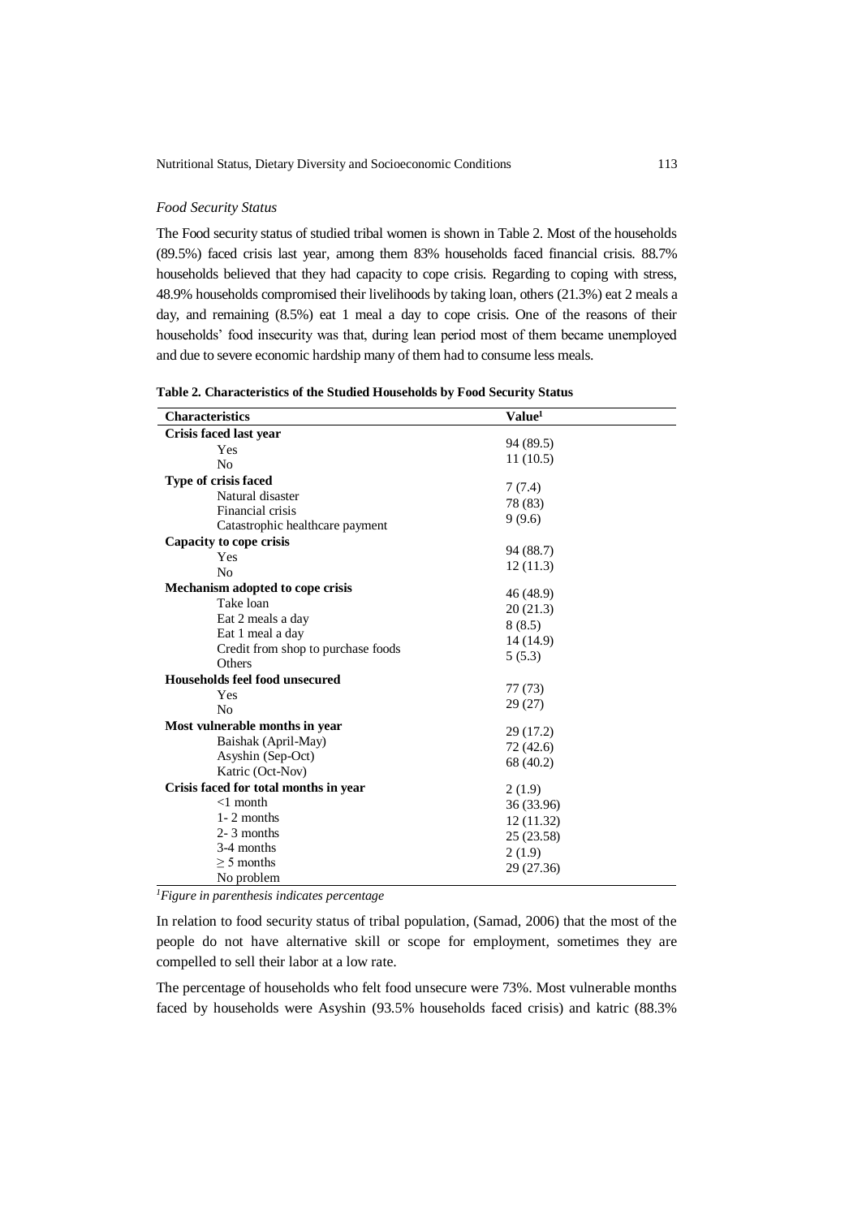*Food Security Status*

The Food security status of studied tribal women is shown in Table 2. Most of the households (89.5%) faced crisis last year, among them 83% households faced financial crisis. 88.7% households believed that they had capacity to cope crisis. Regarding to coping with stress, 48.9% households compromised their livelihoods by taking loan, others (21.3%) eat 2 meals a day, and remaining (8.5%) eat 1 meal a day to cope crisis. One of the reasons of their households' food insecurity was that, during lean period most of them became unemployed and due to severe economic hardship many of them had to consume less meals.

**Table 2. Characteristics of the Studied Households by Food Security Status**

| Characteristics | Value[1] |
|---|---|
| **Crisis faced last year** | |
| Yes | 94 (89.5) |
| No | 11 (10.5) |
| **Type of crisis faced** | |
| Natural disaster | 7 (7.4) |
| Financial crisis | 78 (83) |
| Catastrophic healthcare payment | 9 (9.6) |
| **Capacity to cope crisis** | |
| Yes | 94 (88.7) |
| No | 12 (11.3) |
| **Mechanism adopted to cope crisis** | |
| Take loan | 46 (48.9) |
| Eat 2 meals a day | 20 (21.3) |
| Eat 1 meal a day | 8 (8.5) |
| Credit from shop to purchase foods | 14 (14.9) |
| Others | 5 (5.3) |
| **Households feel food unsecured** | |
| Yes | 77 (73) |
| No | 29 (27) |
| **Most vulnerable months in year** | |
| Baishak (April-May) | 29 (17.2) |
| Asyshin (Sep-Oct) | 72 (42.6) |
| Katric (Oct-Nov) | 68 (40.2) |
| **Crisis faced for total months in year** | |
| <1 month | 2 (1.9) |
| 1- 2 months | 36 (33.96) |
| 2- 3 months | 12 (11.32) |
| 3-4 months | 25 (23.58) |
| ≥ 5 months | 2 (1.9) |
| No problem | 29 (27.36) |

[1]*Figure in parenthesis indicates percentage*

In relation to food security status of tribal population, (Samad, 2006) that the most of the people do not have alternative skill or scope for employment, sometimes they are compelled to sell their labor at a low rate.

The percentage of households who felt food unsecure were 73%. Most vulnerable months faced by households were Asyshin (93.5% households faced crisis) and katric (88.3%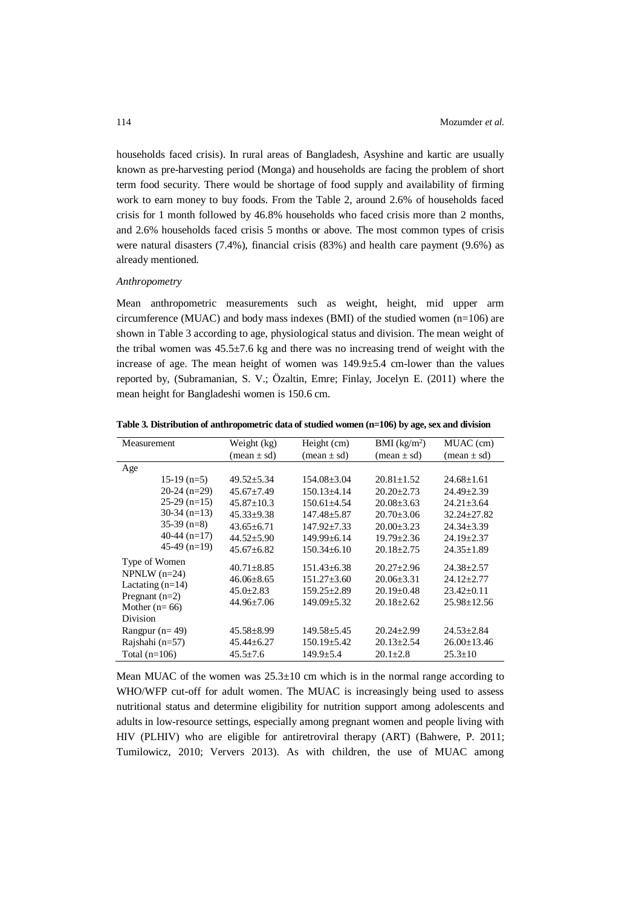households faced crisis). In rural areas of Bangladesh, Asyshine and kartic are usually known as pre-harvesting period (Monga) and households are facing the problem of short term food security. There would be shortage of food supply and availability of firming work to earn money to buy foods. From the Table 2, around 2.6% of households faced crisis for 1 month followed by 46.8% households who faced crisis more than 2 months, and 2.6% households faced crisis 5 months or above. The most common types of crisis were natural disasters (7.4%), financial crisis (83%) and health care payment (9.6%) as already mentioned.

*Anthropometry*

Mean anthropometric measurements such as weight, height, mid upper arm circumference (MUAC) and body mass indexes (BMI) of the studied women (n=106) are shown in Table 3 according to age, physiological status and division. The mean weight of the tribal women was 45.5±7.6 kg and there was no increasing trend of weight with the increase of age. The mean height of women was 149.9±5.4 cm-lower than the values reported by, (Subramanian, S. V.; Özaltin, Emre; Finlay, Jocelyn E. (2011) where the mean height for Bangladeshi women is 150.6 cm.

**Table 3. Distribution of anthropometric data of studied women (n=106) by age, sex and division**

| Measurement | Weight (kg) (mean ± sd) | Height (cm) (mean ± sd) | BMI (kg/m$^2$) (mean ± sd) | MUAC (cm) (mean ± sd) |
|---|---|---|---|---|
| Age | | | | |
| 15-19 (n=5) | 49.52±5.34 | 154.08±3.04 | 20.81±1.52 | 24.68±1.61 |
| 20-24 (n=29) | 45.67±7.49 | 150.13±4.14 | 20.20±2.73 | 24.49±2.39 |
| 25-29 (n=15) | 45.87±10.3 | 150.61±4.54 | 20.08±3.63 | 24.21±3.64 |
| 30-34 (n=13) | 45.33±9.38 | 147.48±5.87 | 20.70±3.06 | 32.24±27.82 |
| 35-39 (n=8) | 43.65±6.71 | 147.92±7.33 | 20.00±3.23 | 24.34±3.39 |
| 40-44 (n=17) | 44.52±5.90 | 149.99±6.14 | 19.79±2.36 | 24.19±2.37 |
| 45-49 (n=19) | 45.67±6.82 | 150.34±6.10 | 20.18±2.75 | 24.35±1.89 |
| Type of Women | | | | |
| NPNLW (n=24) | 40.71±8.85 | 151.43±6.38 | 20.27±2.96 | 24.38±2.57 |
| Lactating (n=14) | 46.06±8.65 | 151.27±3.60 | 20.06±3.31 | 24.12±2.77 |
| Pregnant (n=2) | 45.0±2.83 | 159.25±2.89 | 20.19±0.48 | 23.42±0.11 |
| Mother (n= 66) | 44.96±7.06 | 149.09±5.32 | 20.18±2.62 | 25.98±12.56 |
| Division | | | | |
| Rangpur (n= 49) | 45.58±8.99 | 149.58±5.45 | 20.24±2.99 | 24.53±2.84 |
| Rajshahi (n=57) | 45.44±6.27 | 150.19±5.42 | 20.13±2.54 | 26.00±13.46 |
| Total (n=106) | 45.5±7.6 | 149.9±5.4 | 20.1±2.8 | 25.3±10 |

Mean MUAC of the women was 25.3±10 cm which is in the normal range according to WHO/WFP cut-off for adult women. The MUAC is increasingly being used to assess nutritional status and determine eligibility for nutrition support among adolescents and adults in low-resource settings, especially among pregnant women and people living with HIV (PLHIV) who are eligible for antiretroviral therapy (ART) (Bahwere, P. 2011; Tumilowicz, 2010; Ververs 2013). As with children, the use of MUAC among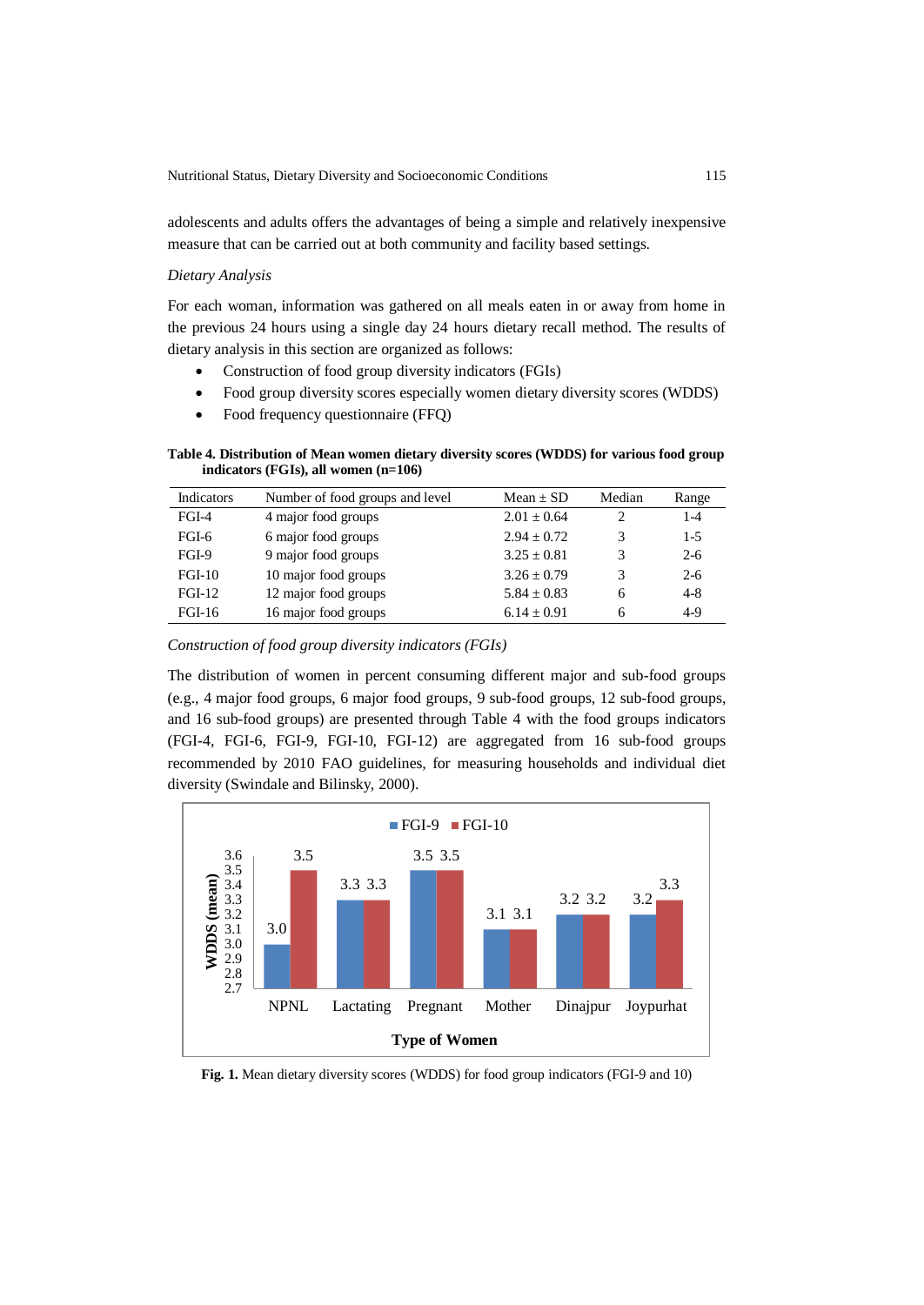adolescents and adults offers the advantages of being a simple and relatively inexpensive measure that can be carried out at both community and facility based settings.

*Dietary Analysis*

For each woman, information was gathered on all meals eaten in or away from home in the previous 24 hours using a single day 24 hours dietary recall method. The results of dietary analysis in this section are organized as follows:

- Construction of food group diversity indicators (FGIs)
- Food group diversity scores especially women dietary diversity scores (WDDS)
- Food frequency questionnaire (FFQ)

**Table 4. Distribution of Mean women dietary diversity scores (WDDS) for various food group indicators (FGIs), all women (n=106)**

| Indicators | Number of food groups and level | Mean ± SD | Median | Range |
|---|---|---|---|---|
| FGI-4 | 4 major food groups | 2.01 ± 0.64 | 2 | 1-4 |
| FGI-6 | 6 major food groups | 2.94 ± 0.72 | 3 | 1-5 |
| FGI-9 | 9 major food groups | 3.25 ± 0.81 | 3 | 2-6 |
| FGI-10 | 10 major food groups | 3.26 ± 0.79 | 3 | 2-6 |
| FGI-12 | 12 major food groups | 5.84 ± 0.83 | 6 | 4-8 |
| FGI-16 | 16 major food groups | 6.14 ± 0.91 | 6 | 4-9 |

*Construction of food group diversity indicators (FGIs)*

The distribution of women in percent consuming different major and sub-food groups (e.g., 4 major food groups, 6 major food groups, 9 sub-food groups, 12 sub-food groups, and 16 sub-food groups) are presented through Table 4 with the food groups indicators (FGI-4, FGI-6, FGI-9, FGI-10, FGI-12) are aggregated from 16 sub-food groups recommended by 2010 FAO guidelines, for measuring households and individual diet diversity (Swindale and Bilinsky, 2000).

| Type of Women | FGI-9 | FGI-10 |
|---|---|---|
| NPNL | 3.0 | 3.5 |
| Lactating | 3.3 | 3.3 |
| Pregnant | 3.5 | 3.5 |
| Mother | 3.1 | 3.1 |
| Dinajpur | 3.2 | 3.2 |
| Joypurhat | 3.2 | 3.3 |

**Fig. 1.** Mean dietary diversity scores (WDDS) for food group indicators (FGI-9 and 10)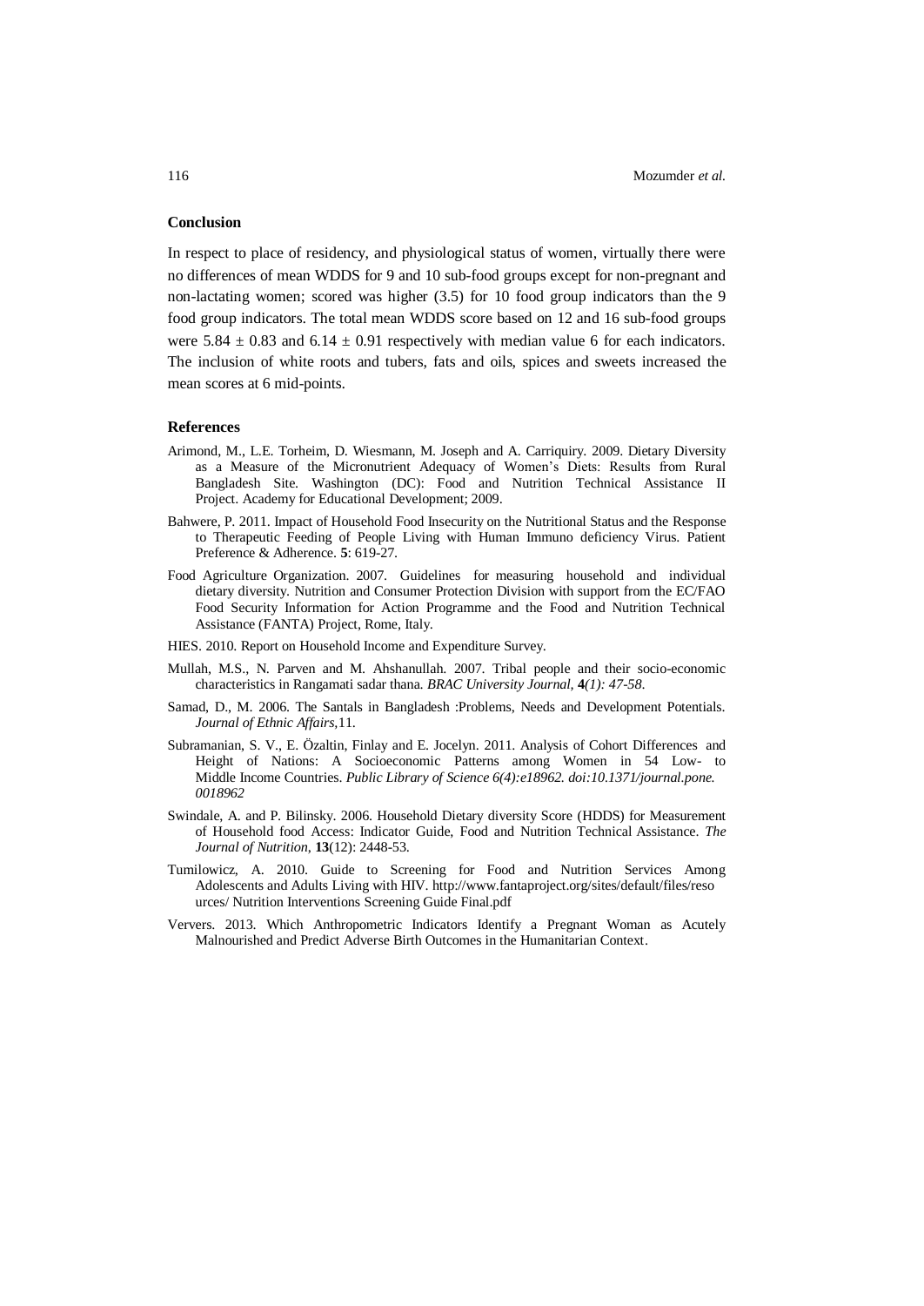## Conclusion

In respect to place of residency, and physiological status of women, virtually there were no differences of mean WDDS for 9 and 10 sub-food groups except for non-pregnant and non-lactating women; scored was higher (3.5) for 10 food group indicators than the 9 food group indicators. The total mean WDDS score based on 12 and 16 sub-food groups were $5.84 \pm 0.83$ and $6.14 \pm 0.91$ respectively with median value 6 for each indicators. The inclusion of white roots and tubers, fats and oils, spices and sweets increased the mean scores at 6 mid-points.

## References

Arimond, M., L.E. Torheim, D. Wiesmann, M. Joseph and A. Carriquiry. 2009. Dietary Diversity as a Measure of the Micronutrient Adequacy of Women's Diets: Results from Rural Bangladesh Site. Washington (DC): Food and Nutrition Technical Assistance II Project. Academy for Educational Development; 2009.

Bahwere, P. 2011. Impact of Household Food Insecurity on the Nutritional Status and the Response to Therapeutic Feeding of People Living with Human Immuno deficiency Virus. Patient Preference & Adherence. **5**: 619-27.

Food Agriculture Organization. 2007. Guidelines for measuring household and individual dietary diversity. Nutrition and Consumer Protection Division with support from the EC/FAO Food Security Information for Action Programme and the Food and Nutrition Technical Assistance (FANTA) Project, Rome, Italy.

HIES. 2010. Report on Household Income and Expenditure Survey.

Mullah, M.S., N. Parven and M. Ahshanullah. 2007. Tribal people and their socio-economic characteristics in Rangamati sadar thana. *BRAC University Journal*, **4***(1): 47-58*.

Samad, D., M. 2006. The Santals in Bangladesh :Problems, Needs and Development Potentials. *Journal of Ethnic Affairs*,11.

Subramanian, S. V., E. Özaltin, Finlay and E. Jocelyn. 2011. Analysis of Cohort Differences and Height of Nations: A Socioeconomic Patterns among Women in 54 Low- to Middle Income Countries. *Public Library of Science 6(4):e18962. doi:10.1371/journal.pone. 0018962*

Swindale, A. and P. Bilinsky. 2006. Household Dietary diversity Score (HDDS) for Measurement of Household food Access: Indicator Guide, Food and Nutrition Technical Assistance. *The Journal of Nutrition*, **13**(12): 2448-53.

Tumilowicz, A. 2010. Guide to Screening for Food and Nutrition Services Among Adolescents and Adults Living with HIV. http://www.fantaproject.org/sites/default/files/resources/ Nutrition Interventions Screening Guide Final.pdf

Ververs. 2013. Which Anthropometric Indicators Identify a Pregnant Woman as Acutely Malnourished and Predict Adverse Birth Outcomes in the Humanitarian Context.